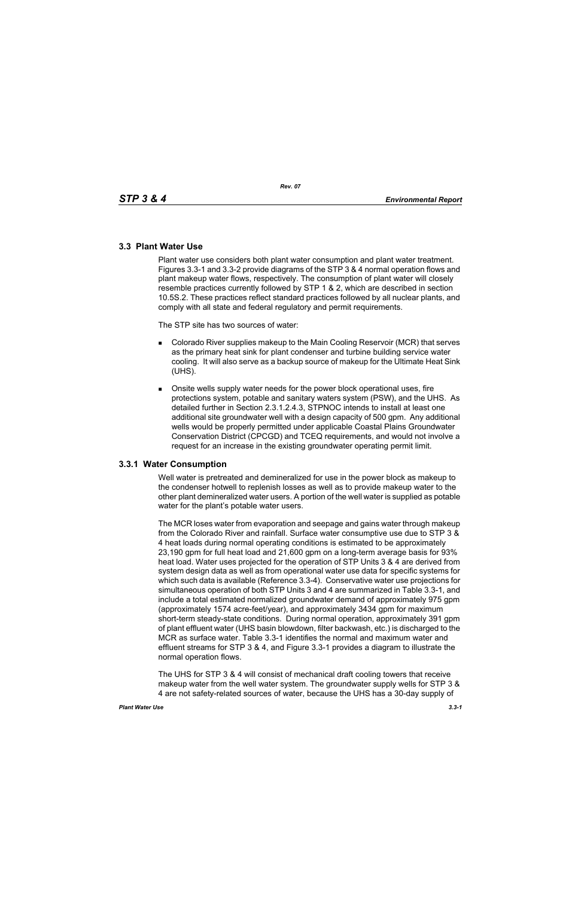## 3.3 Plant Water Use

Plant water use considers both plant water consumption and plant water treatment. Figures 3.3-1 and 3.3-2 provide diagrams of the STP 3 & 4 normal operation flows and plant makeup water flows, respectively. The consumption of plant water will closely resemble practices currently followed by STP 1 & 2, which are described in section 10.5S.2. These practices reflect standard practices followed by all nuclear plants, and comply with all state and federal regulatory and permit requirements.

The STP site has two sources of water:

- Colorado River supplies makeup to the Main Cooling Reservoir (MCR) that serves as the primary heat sink for plant condenser and turbine building service water cooling. It will also serve as a backup source of makeup for the Ultimate Heat Sink (UHS).
- Onsite wells supply water needs for the power block operational uses, fire protections system, potable and sanitary waters system (PSW), and the UHS. As detailed further in Section 2.3.1.2.4.3, STPNOC intends to install at least one additional site groundwater well with a design capacity of 500 gpm. Any additional wells would be properly permitted under applicable Coastal Plains Groundwater Conservation District (CPCGD) and TCEQ requirements, and would not involve a request for an increase in the existing groundwater operating permit limit.

### 3.3.1 Water Consumption

Well water is pretreated and demineralized for use in the power block as makeup to the condenser hotwell to replenish losses as well as to provide makeup water to the other plant demineralized water users. A portion of the well water is supplied as potable water for the plant's potable water users.

The MCR loses water from evaporation and seepage and gains water through makeup from the Colorado River and rainfall. Surface water consumptive use due to STP 3 & 4 heat loads during normal operating conditions is estimated to be approximately 23,190 gpm for full heat load and 21,600 gpm on a long-term average basis for 93% heat load. Water uses projected for the operation of STP Units 3 & 4 are derived from system design data as well as from operational water use data for specific systems for which such data is available (Reference 3.3-4). Conservative water use projections for simultaneous operation of both STP Units 3 and 4 are summarized in Table 3.3-1, and include a total estimated normalized groundwater demand of approximately 975 gpm (approximately 1574 acre-feet/year), and approximately 3434 gpm for maximum short-term steady-state conditions. During normal operation, approximately 391 gpm of plant effluent water (UHS basin blowdown, filter backwash, etc.) is discharged to the MCR as surface water. Table 3.3-1 identifies the normal and maximum water and effluent streams for STP 3 & 4, and Figure 3.3-1 provides a diagram to illustrate the normal operation flows.

The UHS for STP 3 & 4 will consist of mechanical draft cooling towers that receive makeup water from the well water system. The groundwater supply wells for STP 3 & 4 are not safety-related sources of water, because the UHS has a 30-day supply of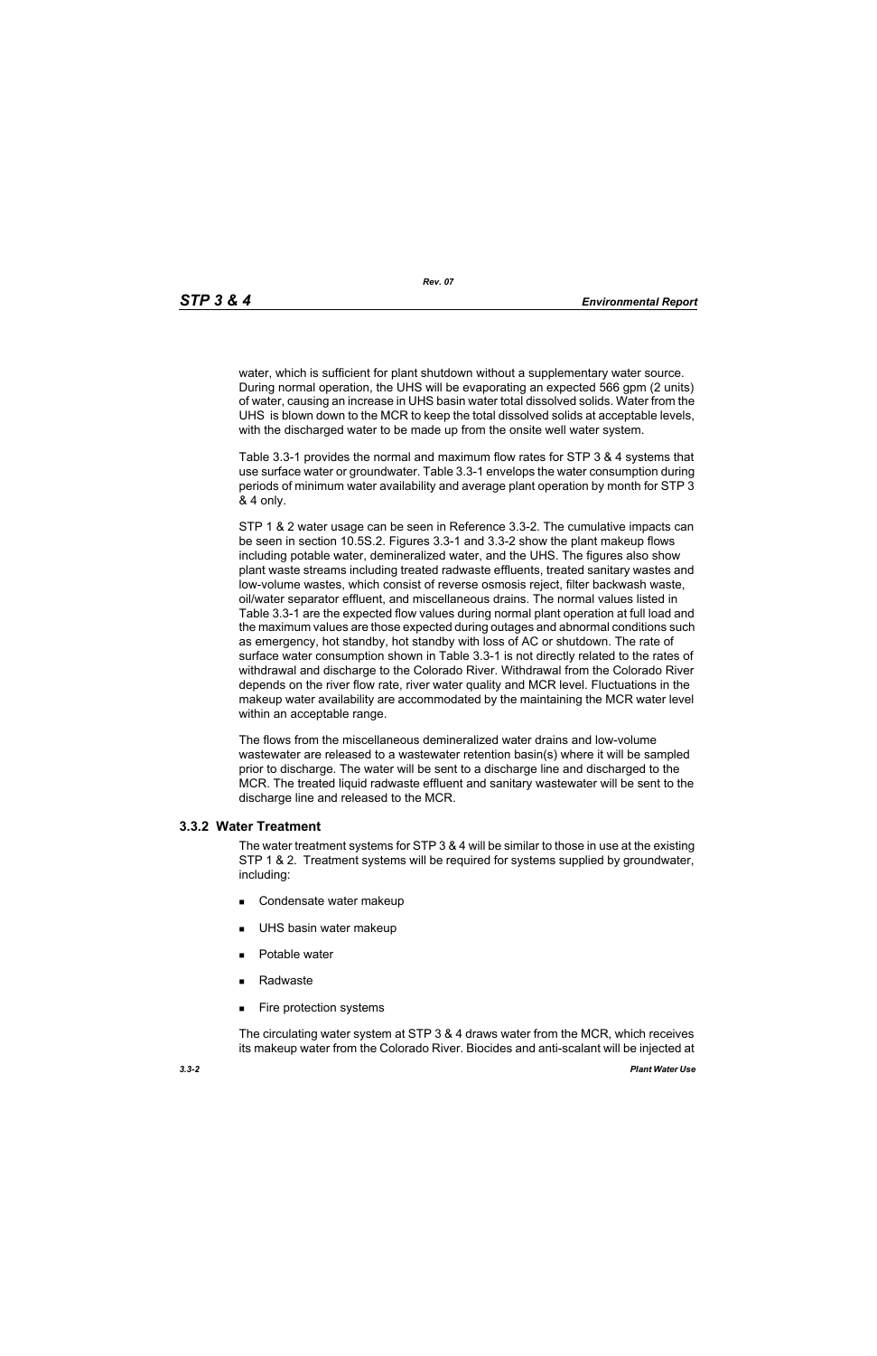water, which is sufficient for plant shutdown without a supplementary water source. During normal operation, the UHS will be evaporating an expected 566 gpm (2 units) of water, causing an increase in UHS basin water total dissolved solids. Water from the UHS is blown down to the MCR to keep the total dissolved solids at acceptable levels, with the discharged water to be made up from the onsite well water system.

Table 3.3-1 provides the normal and maximum flow rates for STP 3 & 4 systems that use surface water or groundwater. Table 3.3-1 envelops the water consumption during periods of minimum water availability and average plant operation by month for STP 3 & 4 only.

STP 1 & 2 water usage can be seen in Reference 3.3-2. The cumulative impacts can be seen in section 10.5S.2. Figures 3.3-1 and 3.3-2 show the plant makeup flows including potable water, demineralized water, and the UHS. The figures also show plant waste streams including treated radwaste effluents, treated sanitary wastes and low-volume wastes, which consist of reverse osmosis reject, filter backwash waste, oil/water separator effluent, and miscellaneous drains. The normal values listed in Table 3.3-1 are the expected flow values during normal plant operation at full load and the maximum values are those expected during outages and abnormal conditions such as emergency, hot standby, hot standby with loss of AC or shutdown. The rate of surface water consumption shown in Table 3.3-1 is not directly related to the rates of withdrawal and discharge to the Colorado River. Withdrawal from the Colorado River depends on the river flow rate, river water quality and MCR level. Fluctuations in the makeup water availability are accommodated by the maintaining the MCR water level within an acceptable range.

The flows from the miscellaneous demineralized water drains and low-volume wastewater are released to a wastewater retention basin(s) where it will be sampled prior to discharge. The water will be sent to a discharge line and discharged to the MCR. The treated liquid radwaste effluent and sanitary wastewater will be sent to the discharge line and released to the MCR.

### 3.3.2 Water Treatment

The water treatment systems for STP 3 & 4 will be similar to those in use at the existing STP 1 & 2. Treatment systems will be required for systems supplied by groundwater, including:

- Condensate water makeup
- UHS basin water makeup
- Potable water
- Radwaste
- Fire protection systems

The circulating water system at STP 3 & 4 draws water from the MCR, which receives its makeup water from the Colorado River. Biocides and anti-scalant will be injected at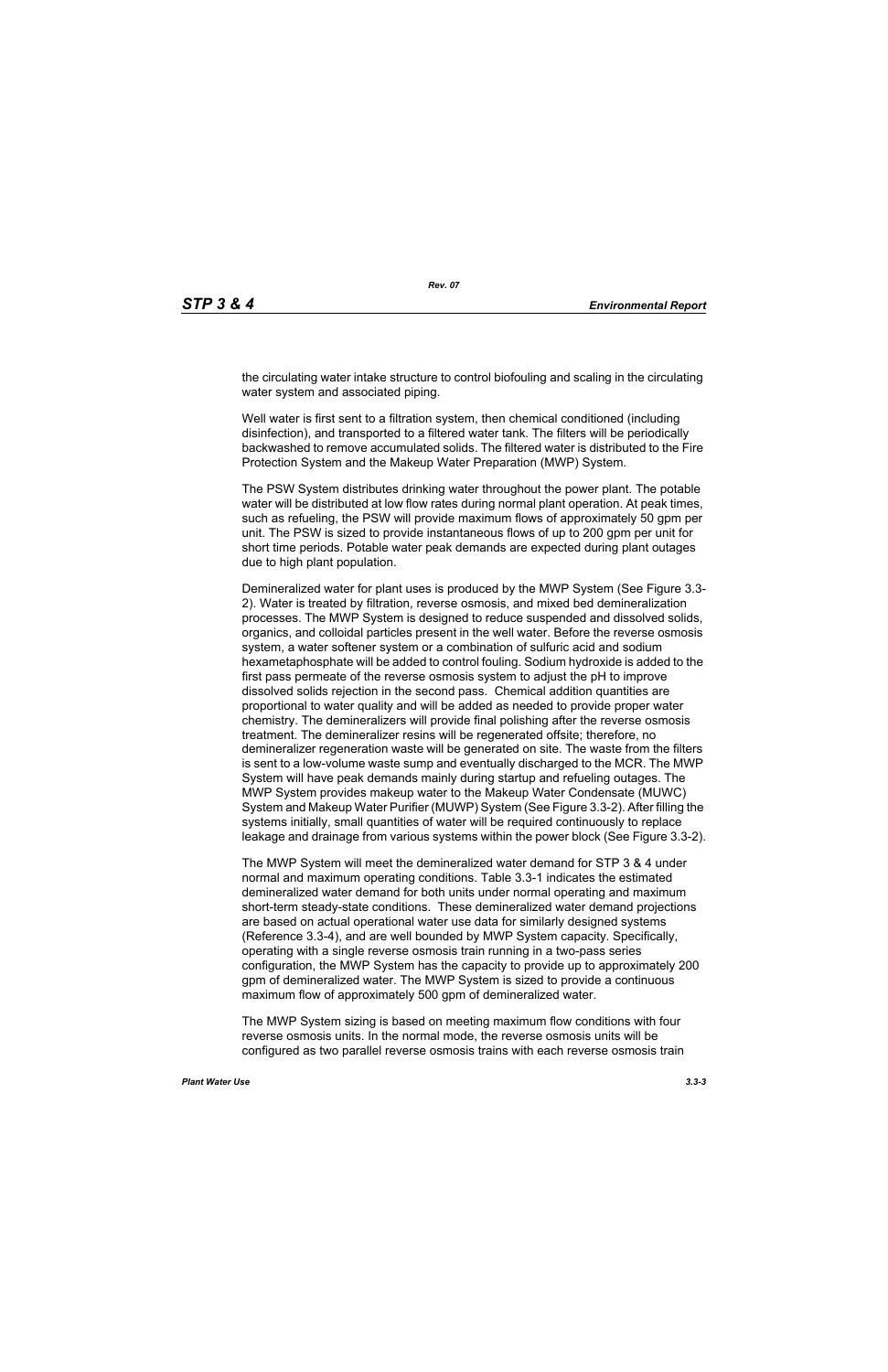the circulating water intake structure to control biofouling and scaling in the circulating water system and associated piping.

Well water is first sent to a filtration system, then chemical conditioned (including disinfection), and transported to a filtered water tank. The filters will be periodically backwashed to remove accumulated solids. The filtered water is distributed to the Fire Protection System and the Makeup Water Preparation (MWP) System.

The PSW System distributes drinking water throughout the power plant. The potable water will be distributed at low flow rates during normal plant operation. At peak times, such as refueling, the PSW will provide maximum flows of approximately 50 gpm per unit. The PSW is sized to provide instantaneous flows of up to 200 gpm per unit for short time periods. Potable water peak demands are expected during plant outages due to high plant population.

Demineralized water for plant uses is produced by the MWP System (See Figure 3.3-2). Water is treated by filtration, reverse osmosis, and mixed bed demineralization processes. The MWP System is designed to reduce suspended and dissolved solids, organics, and colloidal particles present in the well water. Before the reverse osmosis system, a water softener system or a combination of sulfuric acid and sodium hexametaphosphate will be added to control fouling. Sodium hydroxide is added to the first pass permeate of the reverse osmosis system to adjust the pH to improve dissolved solids rejection in the second pass. Chemical addition quantities are proportional to water quality and will be added as needed to provide proper water chemistry. The demineralizers will provide final polishing after the reverse osmosis treatment. The demineralizer resins will be regenerated offsite; therefore, no demineralizer regeneration waste will be generated on site. The waste from the filters is sent to a low-volume waste sump and eventually discharged to the MCR. The MWP System will have peak demands mainly during startup and refueling outages. The MWP System provides makeup water to the Makeup Water Condensate (MUWC) System and Makeup Water Purifier (MUWP) System (See Figure 3.3-2). After filling the systems initially, small quantities of water will be required continuously to replace leakage and drainage from various systems within the power block (See Figure 3.3-2).

The MWP System will meet the demineralized water demand for STP 3 & 4 under normal and maximum operating conditions. Table 3.3-1 indicates the estimated demineralized water demand for both units under normal operating and maximum short-term steady-state conditions. These demineralized water demand projections are based on actual operational water use data for similarly designed systems (Reference 3.3-4), and are well bounded by MWP System capacity. Specifically, operating with a single reverse osmosis train running in a two-pass series configuration, the MWP System has the capacity to provide up to approximately 200 gpm of demineralized water. The MWP System is sized to provide a continuous maximum flow of approximately 500 gpm of demineralized water.

The MWP System sizing is based on meeting maximum flow conditions with four reverse osmosis units. In the normal mode, the reverse osmosis units will be configured as two parallel reverse osmosis trains with each reverse osmosis train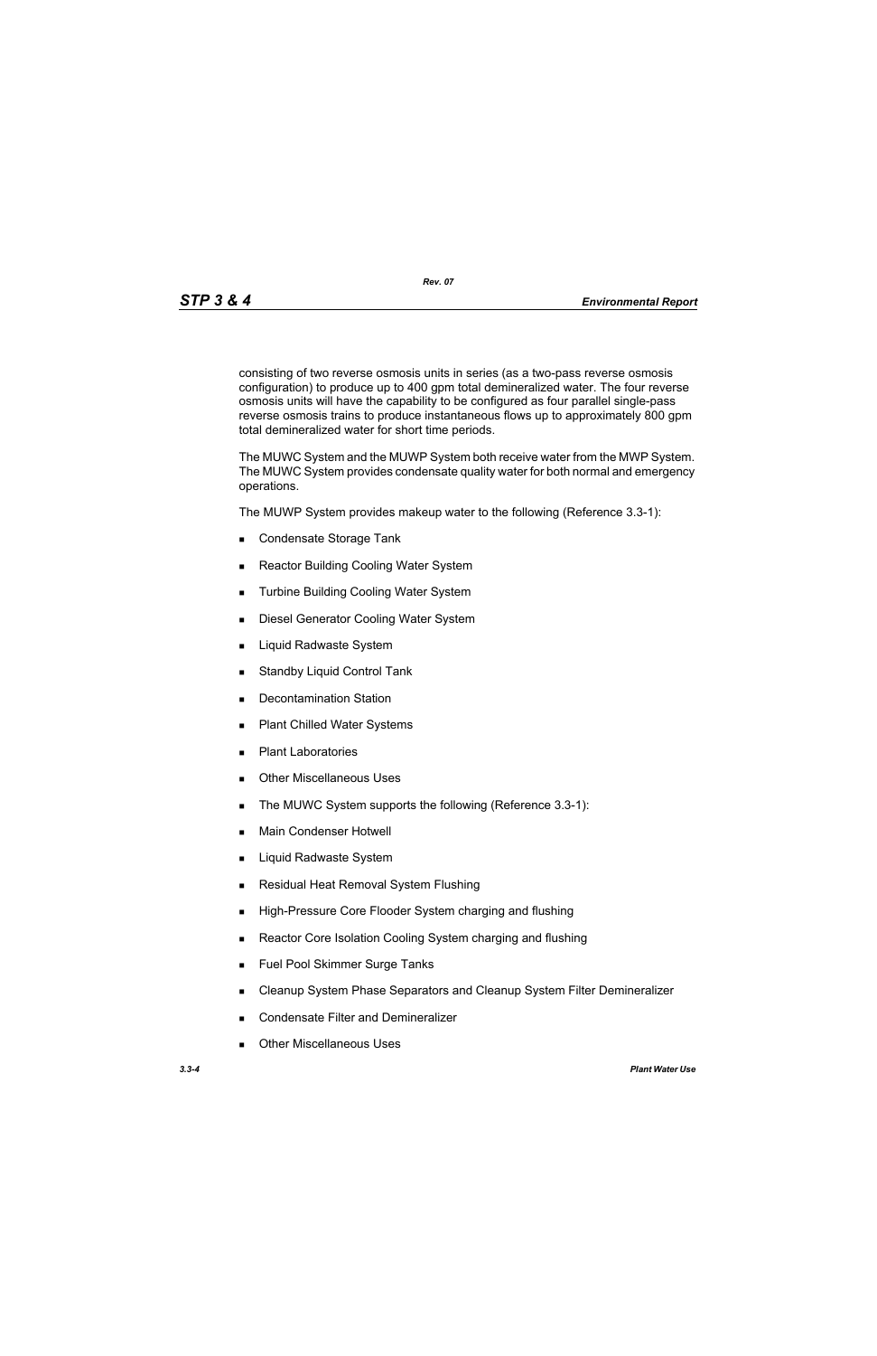consisting of two reverse osmosis units in series (as a two-pass reverse osmosis configuration) to produce up to 400 gpm total demineralized water. The four reverse osmosis units will have the capability to be configured as four parallel single-pass reverse osmosis trains to produce instantaneous flows up to approximately 800 gpm total demineralized water for short time periods.

The MUWC System and the MUWP System both receive water from the MWP System. The MUWC System provides condensate quality water for both normal and emergency operations.

The MUWP System provides makeup water to the following (Reference 3.3-1):

- Condensate Storage Tank
- Reactor Building Cooling Water System
- Turbine Building Cooling Water System
- Diesel Generator Cooling Water System
- Liquid Radwaste System
- Standby Liquid Control Tank
- Decontamination Station
- Plant Chilled Water Systems
- Plant Laboratories
- Other Miscellaneous Uses
- The MUWC System supports the following (Reference 3.3-1):
- Main Condenser Hotwell
- Liquid Radwaste System
- Residual Heat Removal System Flushing
- High-Pressure Core Flooder System charging and flushing
- Reactor Core Isolation Cooling System charging and flushing
- Fuel Pool Skimmer Surge Tanks
- Cleanup System Phase Separators and Cleanup System Filter Demineralizer
- Condensate Filter and Demineralizer
- Other Miscellaneous Uses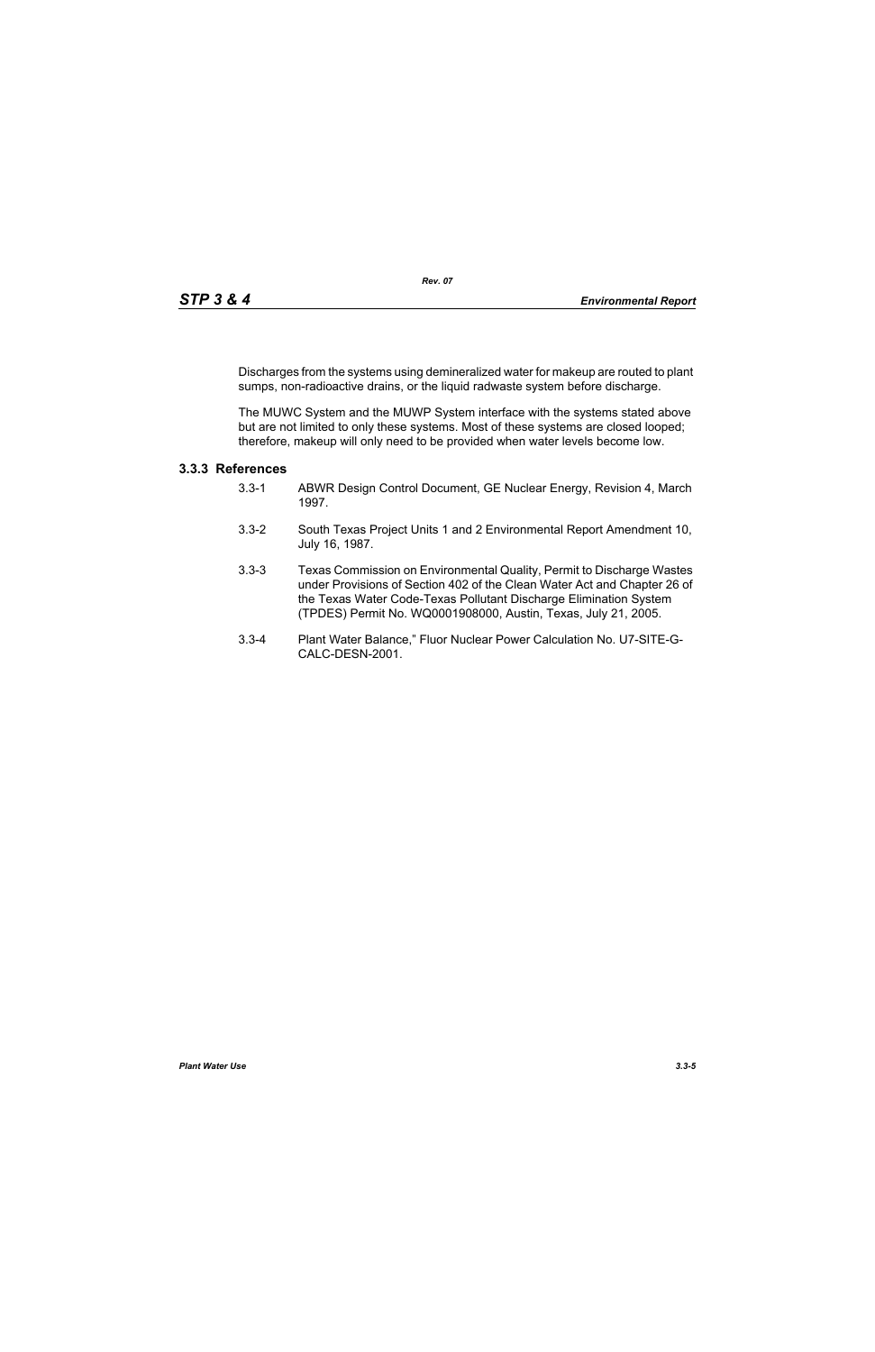Discharges from the systems using demineralized water for makeup are routed to plant sumps, non-radioactive drains, or the liquid radwaste system before discharge.

The MUWC System and the MUWP System interface with the systems stated above but are not limited to only these systems. Most of these systems are closed looped; therefore, makeup will only need to be provided when water levels become low.

### 3.3.3 References

3.3-1 ABWR Design Control Document, GE Nuclear Energy, Revision 4, March 1997.

3.3-2 South Texas Project Units 1 and 2 Environmental Report Amendment 10, July 16, 1987.

3.3-3 Texas Commission on Environmental Quality, Permit to Discharge Wastes under Provisions of Section 402 of the Clean Water Act and Chapter 26 of the Texas Water Code-Texas Pollutant Discharge Elimination System (TPDES) Permit No. WQ0001908000, Austin, Texas, July 21, 2005.

3.3-4 Plant Water Balance," Fluor Nuclear Power Calculation No. U7-SITE-G-CALC-DESN-2001.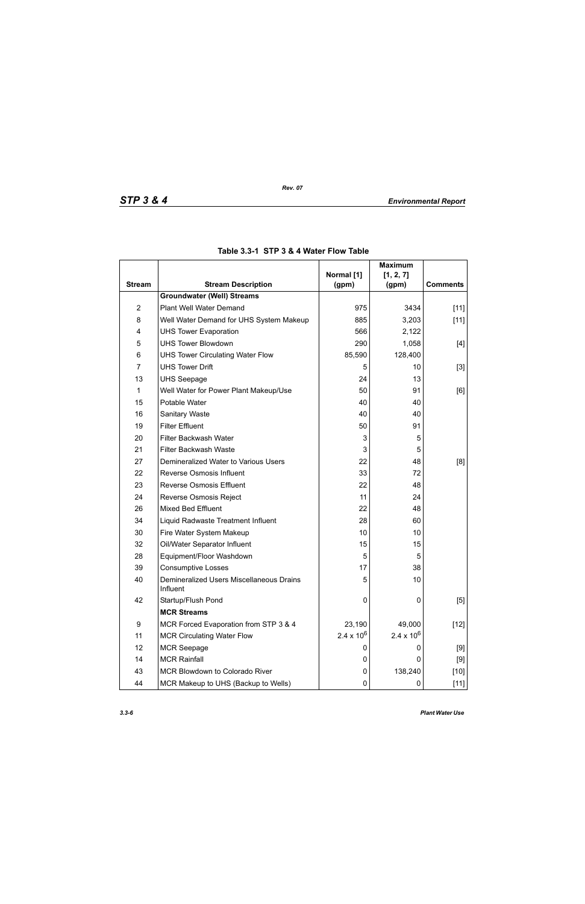**Table 3.3-1 STP 3 & 4 Water Flow Table**

| Stream | Stream Description | Normal [1] (gpm) | Maximum [1, 2, 7] (gpm) | Comments |
|---|---|---|---|---|
| | **Groundwater (Well) Streams** | | | |
| 2 | Plant Well Water Demand | 975 | 3434 | [11] |
| 8 | Well Water Demand for UHS System Makeup | 885 | 3,203 | [11] |
| 4 | UHS Tower Evaporation | 566 | 2,122 | |
| 5 | UHS Tower Blowdown | 290 | 1,058 | [4] |
| 6 | UHS Tower Circulating Water Flow | 85,590 | 128,400 | |
| 7 | UHS Tower Drift | 5 | 10 | [3] |
| 13 | UHS Seepage | 24 | 13 | |
| 1 | Well Water for Power Plant Makeup/Use | 50 | 91 | [6] |
| 15 | Potable Water | 40 | 40 | |
| 16 | Sanitary Waste | 40 | 40 | |
| 19 | Filter Effluent | 50 | 91 | |
| 20 | Filter Backwash Water | 3 | 5 | |
| 21 | Filter Backwash Waste | 3 | 5 | |
| 27 | Demineralized Water to Various Users | 22 | 48 | [8] |
| 22 | Reverse Osmosis Influent | 33 | 72 | |
| 23 | Reverse Osmosis Effluent | 22 | 48 | |
| 24 | Reverse Osmosis Reject | 11 | 24 | |
| 26 | Mixed Bed Effluent | 22 | 48 | |
| 34 | Liquid Radwaste Treatment Influent | 28 | 60 | |
| 30 | Fire Water System Makeup | 10 | 10 | |
| 32 | Oil/Water Separator Influent | 15 | 15 | |
| 28 | Equipment/Floor Washdown | 5 | 5 | |
| 39 | Consumptive Losses | 17 | 38 | |
| 40 | Demineralized Users Miscellaneous Drains Influent | 5 | 10 | |
| 42 | Startup/Flush Pond | 0 | 0 | [5] |
| | **MCR Streams** | | | |
| 9 | MCR Forced Evaporation from STP 3 & 4 | 23,190 | 49,000 | [12] |
| 11 | MCR Circulating Water Flow | $2.4 \times 10^6$ | $2.4 \times 10^6$ | |
| 12 | MCR Seepage | 0 | 0 | [9] |
| 14 | MCR Rainfall | 0 | 0 | [9] |
| 43 | MCR Blowdown to Colorado River | 0 | 138,240 | [10] |
| 44 | MCR Makeup to UHS (Backup to Wells) | 0 | 0 | [11] |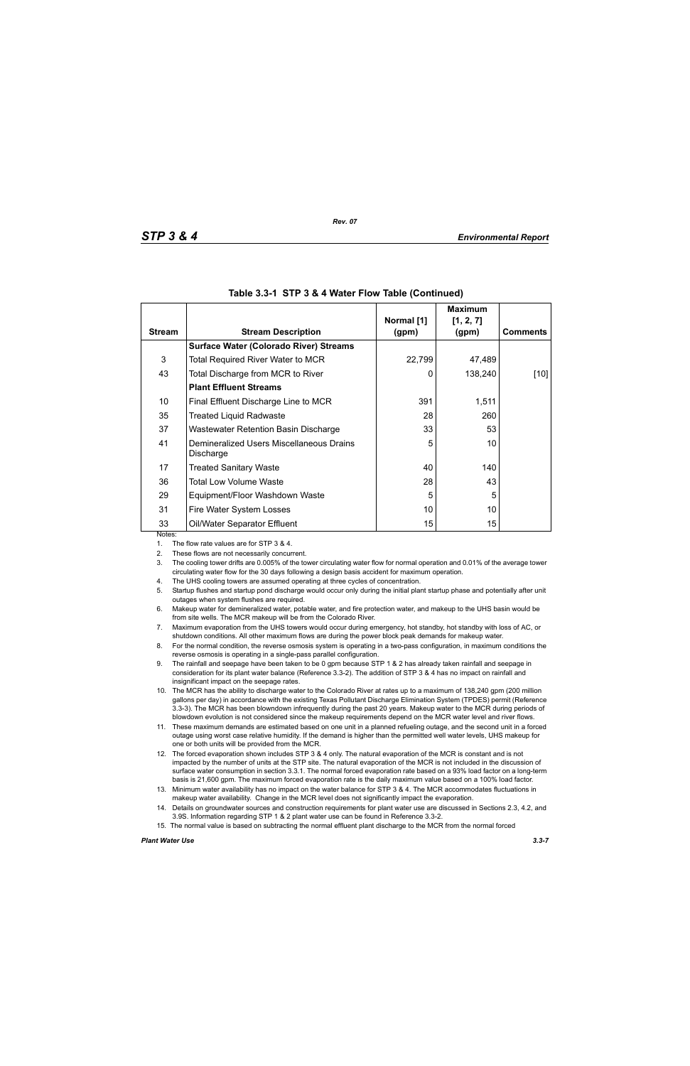**Table 3.3-1 STP 3 & 4 Water Flow Table (Continued)**

| Stream | Stream Description | Normal [1] (gpm) | Maximum [1, 2, 7] (gpm) | Comments |
|---|---|---|---|---|
| | **Surface Water (Colorado River) Streams** | | | |
| 3 | Total Required River Water to MCR | 22,799 | 47,489 | |
| 43 | Total Discharge from MCR to River | 0 | 138,240 | [10] |
| | **Plant Effluent Streams** | | | |
| 10 | Final Effluent Discharge Line to MCR | 391 | 1,511 | |
| 35 | Treated Liquid Radwaste | 28 | 260 | |
| 37 | Wastewater Retention Basin Discharge | 33 | 53 | |
| 41 | Demineralized Users Miscellaneous Drains Discharge | 5 | 10 | |
| 17 | Treated Sanitary Waste | 40 | 140 | |
| 36 | Total Low Volume Waste | 28 | 43 | |
| 29 | Equipment/Floor Washdown Waste | 5 | 5 | |
| 31 | Fire Water System Losses | 10 | 10 | |
| 33 | Oil/Water Separator Effluent | 15 | 15 | |

Notes:

1. The flow rate values are for STP 3 & 4.
2. These flows are not necessarily concurrent.
3. The cooling tower drifts are 0.005% of the tower circulating water flow for normal operation and 0.01% of the average tower circulating water flow for the 30 days following a design basis accident for maximum operation.
4. The UHS cooling towers are assumed operating at three cycles of concentration.
5. Startup flushes and startup pond discharge would occur only during the initial plant startup phase and potentially after unit outages when system flushes are required.
6. Makeup water for demineralized water, potable water, and fire protection water, and makeup to the UHS basin would be from site wells. The MCR makeup will be from the Colorado River.
7. Maximum evaporation from the UHS towers would occur during emergency, hot standby, hot standby with loss of AC, or shutdown conditions. All other maximum flows are during the power block peak demands for makeup water.
8. For the normal condition, the reverse osmosis system is operating in a two-pass configuration, in maximum conditions the reverse osmosis is operating in a single-pass parallel configuration.
9. The rainfall and seepage have been taken to be 0 gpm because STP 1 & 2 has already taken rainfall and seepage in consideration for its plant water balance (Reference 3.3-2). The addition of STP 3 & 4 has no impact on rainfall and insignificant impact on the seepage rates.
10. The MCR has the ability to discharge water to the Colorado River at rates up to a maximum of 138,240 gpm (200 million gallons per day) in accordance with the existing Texas Pollutant Discharge Elimination System (TPDES) permit (Reference 3.3-3). The MCR has been blowndown infrequently during the past 20 years. Makeup water to the MCR during periods of blowdown evolution is not considered since the makeup requirements depend on the MCR water level and river flows.
11. These maximum demands are estimated based on one unit in a planned refueling outage, and the second unit in a forced outage using worst case relative humidity. If the demand is higher than the permitted well water levels, UHS makeup for one or both units will be provided from the MCR.
12. The forced evaporation shown includes STP 3 & 4 only. The natural evaporation of the MCR is constant and is not impacted by the number of units at the STP site. The natural evaporation of the MCR is not included in the discussion of surface water consumption in section 3.3.1. The normal forced evaporation rate based on a 93% load factor on a long-term basis is 21,600 gpm. The maximum forced evaporation rate is the daily maximum value based on a 100% load factor.
13. Minimum water availability has no impact on the water balance for STP 3 & 4. The MCR accommodates fluctuations in makeup water availability. Change in the MCR level does not significantly impact the evaporation.
14. Details on groundwater sources and construction requirements for plant water use are discussed in Sections 2.3, 4.2, and 3.9S. Information regarding STP 1 & 2 plant water use can be found in Reference 3.3-2.
15. The normal value is based on subtracting the normal effluent plant discharge to the MCR from the normal forced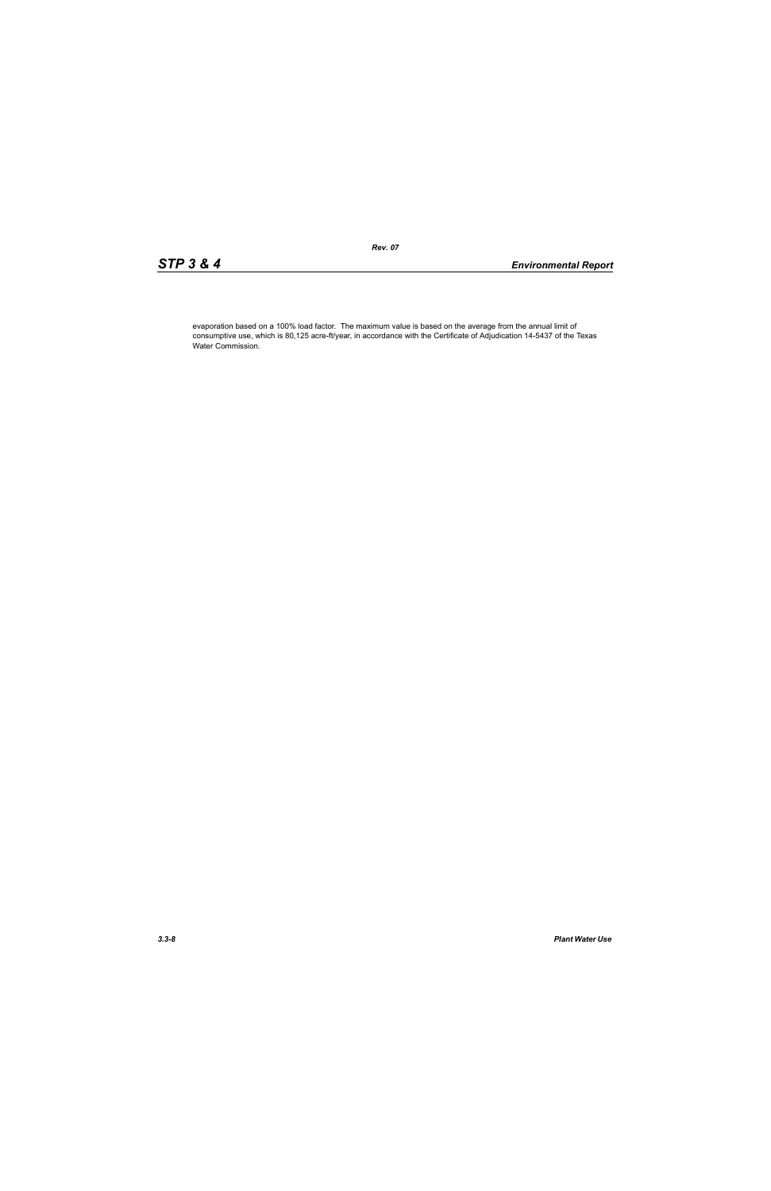evaporation based on a 100% load factor. The maximum value is based on the average from the annual limit of consumptive use, which is 80,125 acre-ft/year, in accordance with the Certificate of Adjudication 14-5437 of the Texas Water Commission.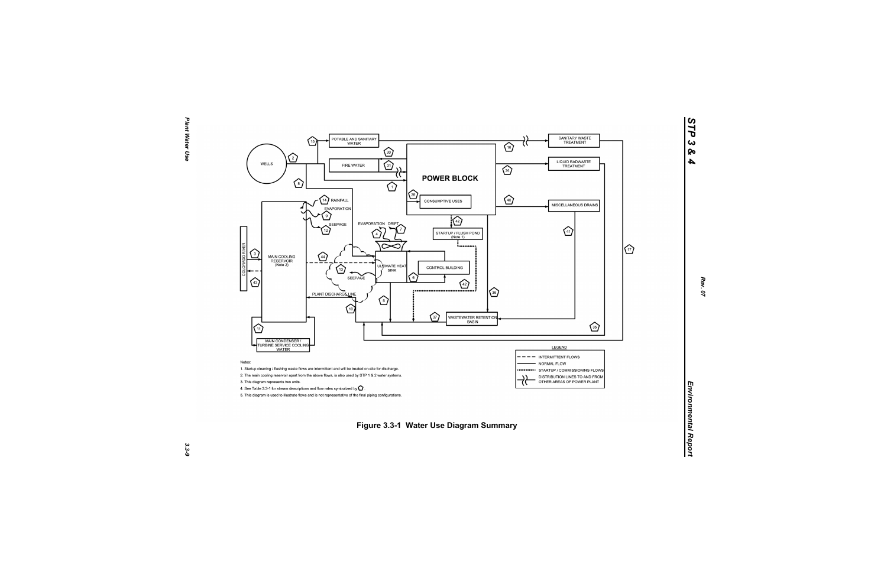Notes:

1. Startup cleaning / flushing waste flows are intermittent and will be treated on-site for discharge.
2. The main cooling reservoir apart from the above flows, is also used by STP 1 & 2 water systems.
3. This diagram represents two units.
4. See Table 3.3-1 for stream descriptions and flow rates symbolized by ⬠.
5. This diagram is used to illustrate flows and is not representative of the final piping configurations.

Figure 3.3-1 Water Use Diagram Summary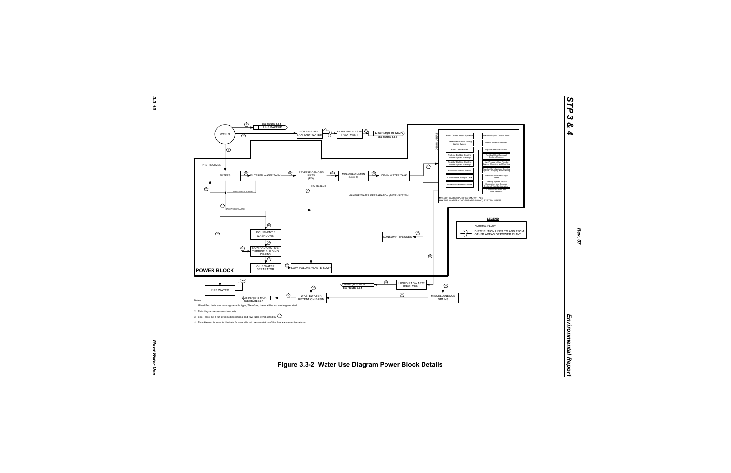WELLS

SEE FIGURE 3.3-1

UHS MAKEUP

POTABLE AND SANITARY WATER

SANITARY WASTE TREATMENT

Discharge to MCR

SEE FIGURE 3.3-1

PRETREATMENT

FILTERS

FILTERED WATER TANK

BACKWASH WATER

REVERSE OSMOSIS UNITS (RO)

RO REJECT

MIXED BED DEMIN (Note 1)

DEMIN WATER TANK

MAKEUP WATER PREPARATION (MWP) SYSTEM

DEMIN USERS

Plant Chilled Water Systems

Diesel Generator Cooling Water System

Plant Laboratories

Turbine Building Cooling Water System Makeup

Reactor Building Cooling Water System Makeup

Decontamination Station

Condensate Storage Tank

Other Miscellaneous Users

Standby Liquid Control Tank

Main Condenser Hotwell

Liquid Radwaste System

Residual Heat Removal System Flushing

High Pressure Core Flooder System Charging and Flushing

Reactor Core Isolation Cooling System Charging and Flushing

Fuel Pool Skimmer Surge Tanks

Cleanup System Phase Separators and Cleanup System Filter Demineralizer

Condensate Filter and Demineralizer

MAKEUP WATER PURIFIED (MUWP) AND MAKEUP WATER CONDENSATE (MUWC) SYSTEM USERS

BACKWASH WASTE

EQUIPMENT / WASHDOWN

NON RADIOACTIVE TURBINE BUILDING DRAINS

OIL / WATER SEPARATOR

LOW VOLUME WASTE SUMP

CONSUMPTIVE USES

POWER BLOCK

FIRE WATER

WASTEWATER RETENTION BASIN

Discharge to MCR

SEE FIGURE 3.3-1

LIQUID RADWASTE TREATMENT

Discharge to MCR

SEE FIGURE 3.3-1

MISCELLANEOUS DRAINS

LEGEND

NORMAL FLOW

DISTRIBUTION LINES TO AND FROM OTHER AREAS OF POWER PLANT

Notes:

1. Mixed Bed Units are non-regenerable type; Therefore, there will be no waste generated.

2. This diagram represents two units.

3. See Table 3.3-1 for stream descriptions and flow rates symbolized by ⬠

4. This diagram is used to illustrate flows and is not representative of the final piping configurations.

**Figure 3.3-2 Water Use Diagram Power Block Details**